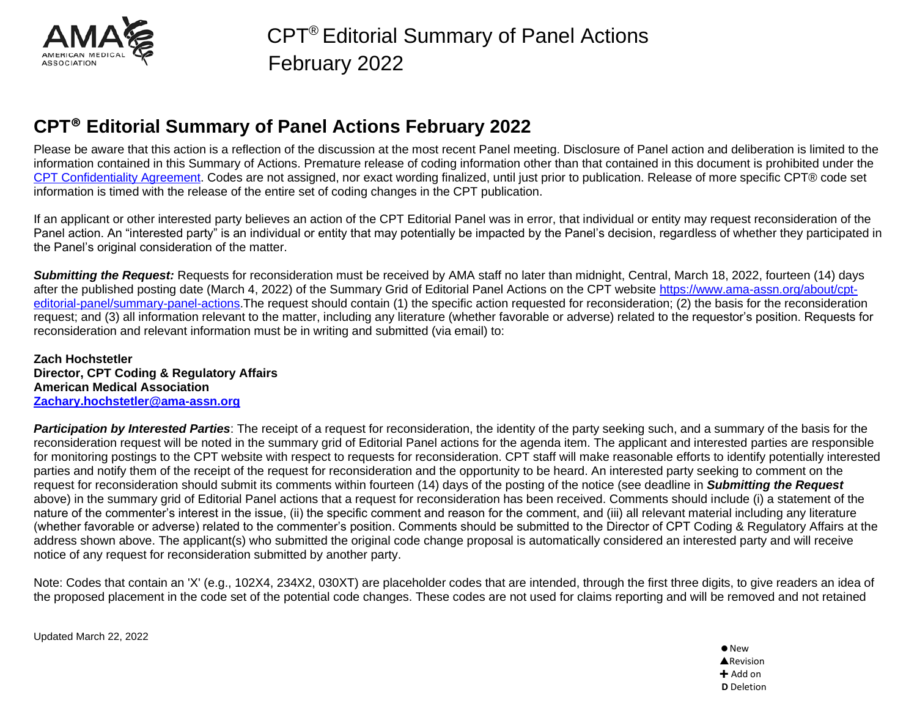CPT® Editorial Summary of Panel Actions
February 2022

# CPT® Editorial Summary of Panel Actions February 2022

Please be aware that this action is a reflection of the discussion at the most recent Panel meeting. Disclosure of Panel action and deliberation is limited to the information contained in this Summary of Actions. Premature release of coding information other than that contained in this document is prohibited under the CPT Confidentiality Agreement. Codes are not assigned, nor exact wording finalized, until just prior to publication. Release of more specific CPT® code set information is timed with the release of the entire set of coding changes in the CPT publication.

If an applicant or other interested party believes an action of the CPT Editorial Panel was in error, that individual or entity may request reconsideration of the Panel action. An "interested party" is an individual or entity that may potentially be impacted by the Panel's decision, regardless of whether they participated in the Panel's original consideration of the matter.

***Submitting the Request:*** Requests for reconsideration must be received by AMA staff no later than midnight, Central, March 18, 2022, fourteen (14) days after the published posting date (March 4, 2022) of the Summary Grid of Editorial Panel Actions on the CPT website https://www.ama-assn.org/about/cpt-editorial-panel/summary-panel-actions.The request should contain (1) the specific action requested for reconsideration; (2) the basis for the reconsideration request; and (3) all information relevant to the matter, including any literature (whether favorable or adverse) related to the requestor's position. Requests for reconsideration and relevant information must be in writing and submitted (via email) to:

**Zach Hochstetler**
**Director, CPT Coding & Regulatory Affairs**
**American Medical Association**
**Zachary.hochstetler@ama-assn.org**

***Participation by Interested Parties***: The receipt of a request for reconsideration, the identity of the party seeking such, and a summary of the basis for the reconsideration request will be noted in the summary grid of Editorial Panel actions for the agenda item. The applicant and interested parties are responsible for monitoring postings to the CPT website with respect to requests for reconsideration. CPT staff will make reasonable efforts to identify potentially interested parties and notify them of the receipt of the request for reconsideration and the opportunity to be heard. An interested party seeking to comment on the request for reconsideration should submit its comments within fourteen (14) days of the posting of the notice (see deadline in ***Submitting the Request*** above) in the summary grid of Editorial Panel actions that a request for reconsideration has been received. Comments should include (i) a statement of the nature of the commenter's interest in the issue, (ii) the specific comment and reason for the comment, and (iii) all relevant material including any literature (whether favorable or adverse) related to the commenter's position. Comments should be submitted to the Director of CPT Coding & Regulatory Affairs at the address shown above. The applicant(s) who submitted the original code change proposal is automatically considered an interested party and will receive notice of any request for reconsideration submitted by another party.

Note: Codes that contain an 'X' (e.g., 102X4, 234X2, 030XT) are placeholder codes that are intended, through the first three digits, to give readers an idea of the proposed placement in the code set of the potential code changes. These codes are not used for claims reporting and will be removed and not retained

Updated March 22, 2022

● New
▲Revision
✚ Add on
**D** Deletion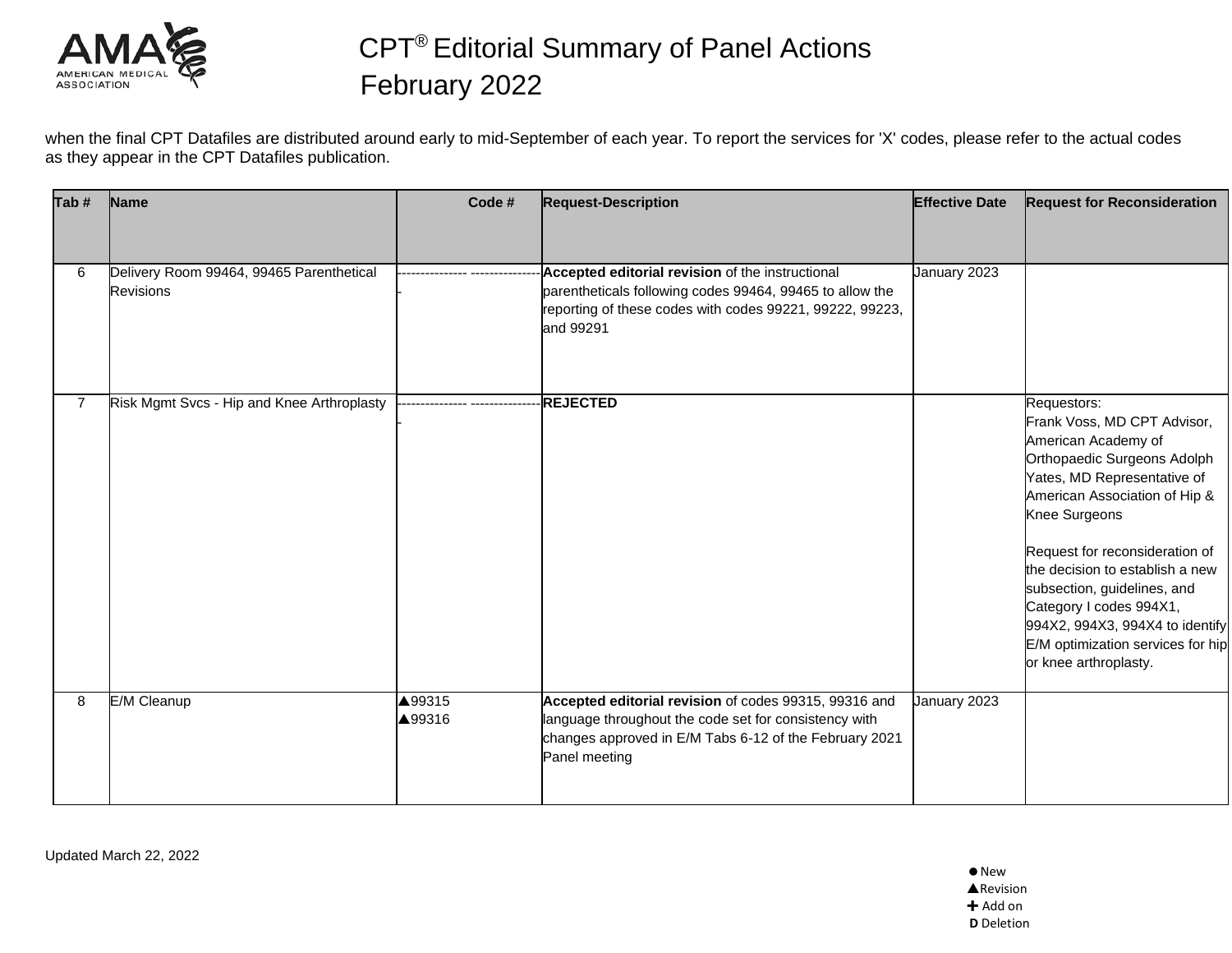when the final CPT Datafiles are distributed around early to mid-September of each year. To report the services for 'X' codes, please refer to the actual codes as they appear in the CPT Datafiles publication.

| Tab # | Name | Code # | Request-Description | Effective Date | Request for Reconsideration |
|---|---|---|---|---|---|
| 6 | Delivery Room 99464, 99465 Parenthetical Revisions | ------------------------------- | **Accepted editorial revision** of the instructional parentheticals following codes 99464, 99465 to allow the reporting of these codes with codes 99221, 99222, 99223, and 99291 | January 2023 | |
| 7 | Risk Mgmt Svcs - Hip and Knee Arthroplasty | ------------------------------- | **REJECTED** | | Requestors: Frank Voss, MD CPT Advisor, American Academy of Orthopaedic Surgeons Adolph Yates, MD Representative of American Association of Hip & Knee Surgeons<br><br>Request for reconsideration of the decision to establish a new subsection, guidelines, and Category I codes 994X1, 994X2, 994X3, 994X4 to identify E/M optimization services for hip or knee arthroplasty. |
| 8 | E/M Cleanup | ▲99315<br>▲99316 | **Accepted editorial revision** of codes 99315, 99316 and language throughout the code set for consistency with changes approved in E/M Tabs 6-12 of the February 2021 Panel meeting | January 2023 | |

Updated March 22, 2022

● New
▲Revision
✚ Add on
**D** Deletion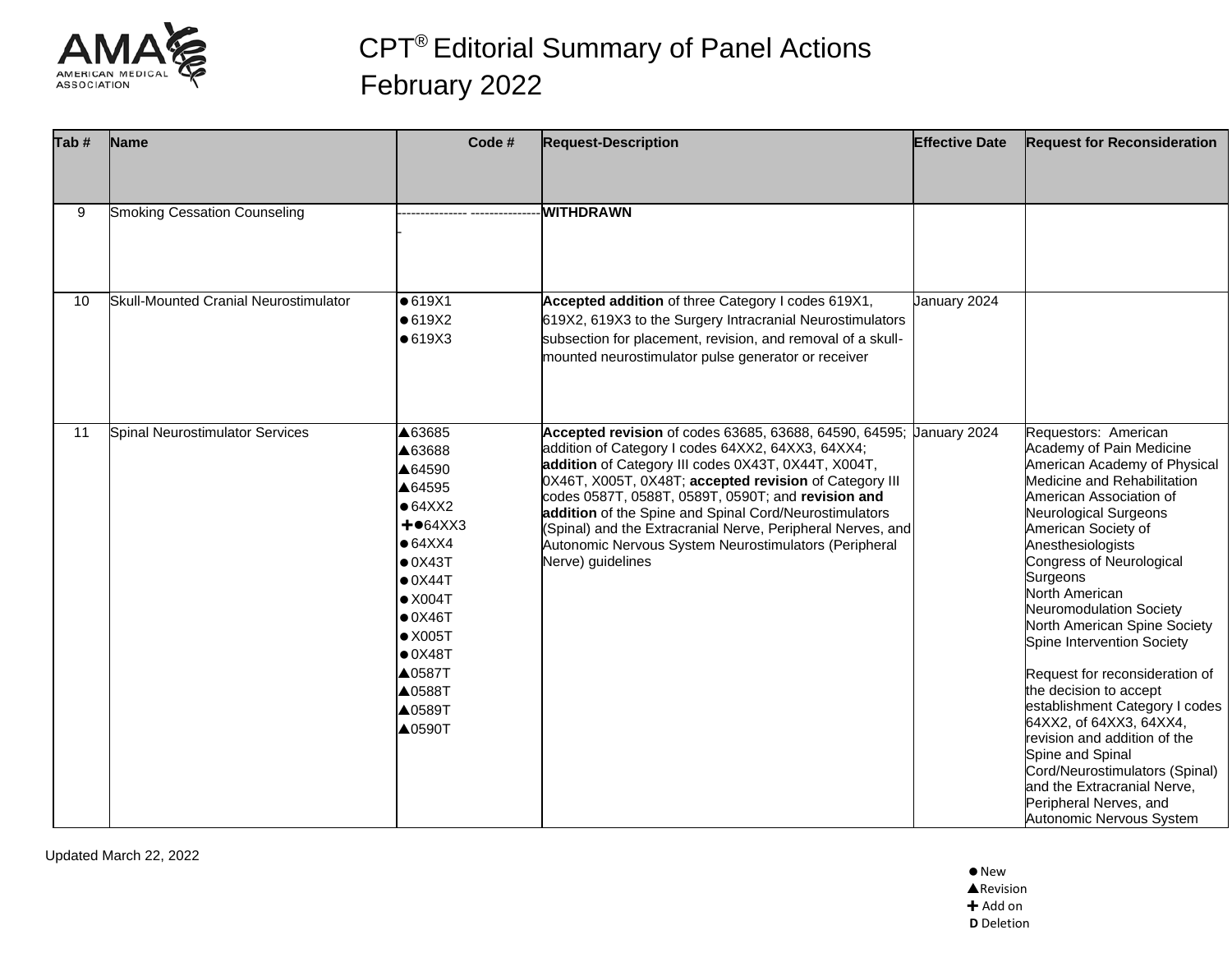# CPT® Editorial Summary of Panel Actions February 2022

| Tab # | Name | Code # | Request-Description | Effective Date | Request for Reconsideration |
|---|---|---|---|---|---|
| 9 | Smoking Cessation Counseling | --------------- ---------------- | **WITHDRAWN** | | |
| 10 | Skull-Mounted Cranial Neurostimulator | ●619X1<br>●619X2<br>●619X3 | **Accepted addition** of three Category I codes 619X1, 619X2, 619X3 to the Surgery Intracranial Neurostimulators subsection for placement, revision, and removal of a skull-mounted neurostimulator pulse generator or receiver | January 2024 | |
| 11 | Spinal Neurostimulator Services | ▲63685<br>▲63688<br>▲64590<br>▲64595<br>●64XX2<br>✚●64XX3<br>●64XX4<br>●0X43T<br>●0X44T<br>●X004T<br>●0X46T<br>●X005T<br>●0X48T<br>▲0587T<br>▲0588T<br>▲0589T<br>▲0590T | **Accepted revision** of codes 63685, 63688, 64590, 64595; addition of Category I codes 64XX2, 64XX3, 64XX4; **addition** of Category III codes 0X43T, 0X44T, X004T, 0X46T, X005T, 0X48T; **accepted revision** of Category III codes 0587T, 0588T, 0589T, 0590T; and **revision and addition** of the Spine and Spinal Cord/Neurostimulators (Spinal) and the Extracranial Nerve, Peripheral Nerves, and Autonomic Nervous System Neurostimulators (Peripheral Nerve) guidelines | January 2024 | Requestors: American Academy of Pain Medicine<br>American Academy of Physical Medicine and Rehabilitation<br>American Association of Neurological Surgeons<br>American Society of Anesthesiologists<br>Congress of Neurological Surgeons<br>North American Neuromodulation Society<br>North American Spine Society<br>Spine Intervention Society<br><br>Request for reconsideration of the decision to accept establishment Category I codes 64XX2, of 64XX3, 64XX4, revision and addition of the Spine and Spinal Cord/Neurostimulators (Spinal) and the Extracranial Nerve, Peripheral Nerves, and Autonomic Nervous System |

Updated March 22, 2022

●New
▲Revision
✚ Add on
**D** Deletion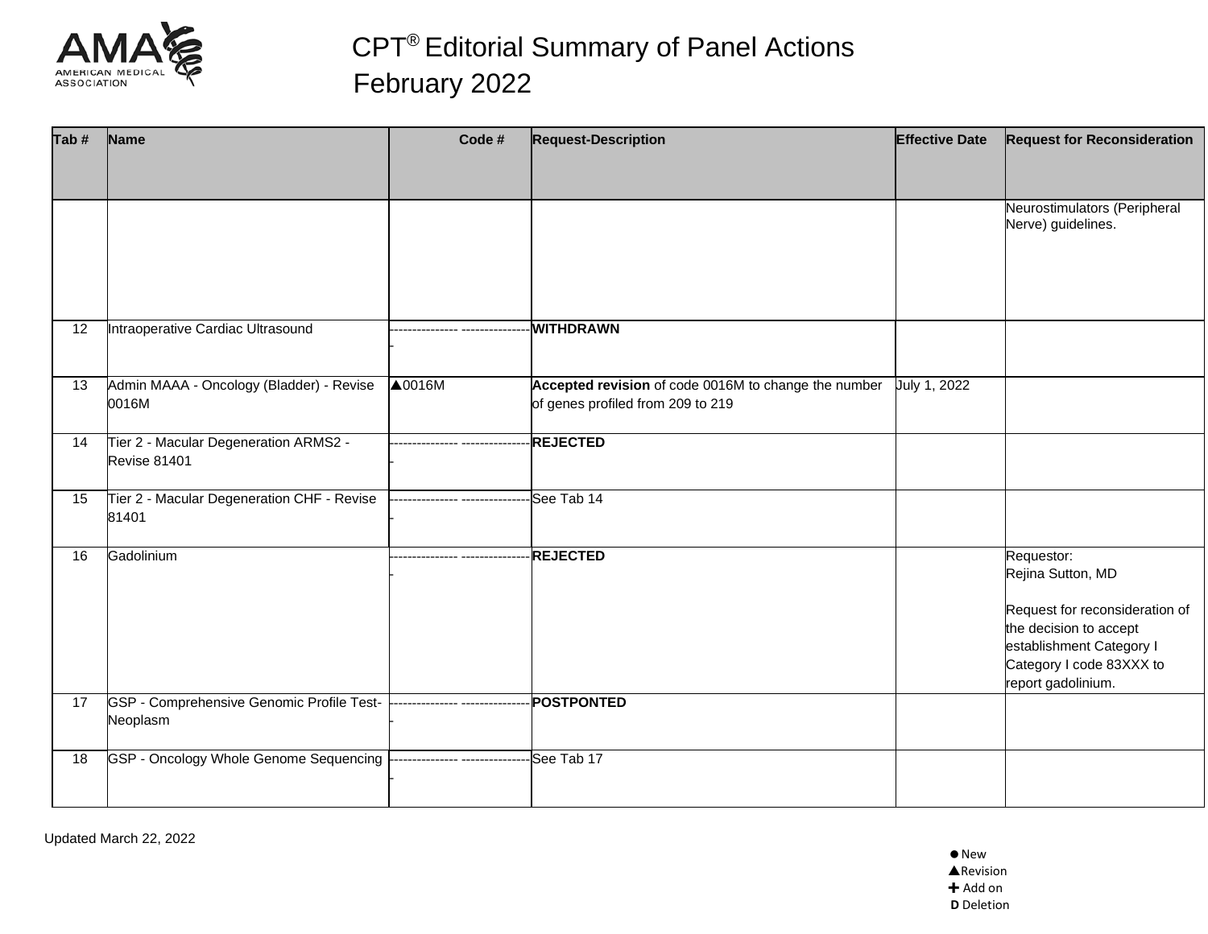# CPT® Editorial Summary of Panel Actions February 2022

| Tab # | Name | Code # | Request-Description | Effective Date | Request for Reconsideration |
|---|---|---|---|---|---|
| | | | | | Neurostimulators (Peripheral Nerve) guidelines. |
| 12 | Intraoperative Cardiac Ultrasound | --------------- ---------------- | **WITHDRAWN** | | |
| 13 | Admin MAAA - Oncology (Bladder) - Revise 0016M | ▲0016M | **Accepted revision** of code 0016M to change the number of genes profiled from 209 to 219 | July 1, 2022 | |
| 14 | Tier 2 - Macular Degeneration ARMS2 - Revise 81401 | --------------- ---------------- | **REJECTED** | | |
| 15 | Tier 2 - Macular Degeneration CHF - Revise 81401 | --------------- ---------------- | See Tab 14 | | |
| 16 | Gadolinium | --------------- ---------------- | **REJECTED** | | Requestor: Rejina Sutton, MD<br><br>Request for reconsideration of the decision to accept establishment Category I Category I code 83XXX to report gadolinium. |
| 17 | GSP - Comprehensive Genomic Profile Test-Neoplasm | --------------- ---------------- | **POSTPONTED** | | |
| 18 | GSP - Oncology Whole Genome Sequencing | --------------- ---------------- | See Tab 17 | | |

Updated March 22, 2022

● New
▲Revision
✚ Add on
**D** Deletion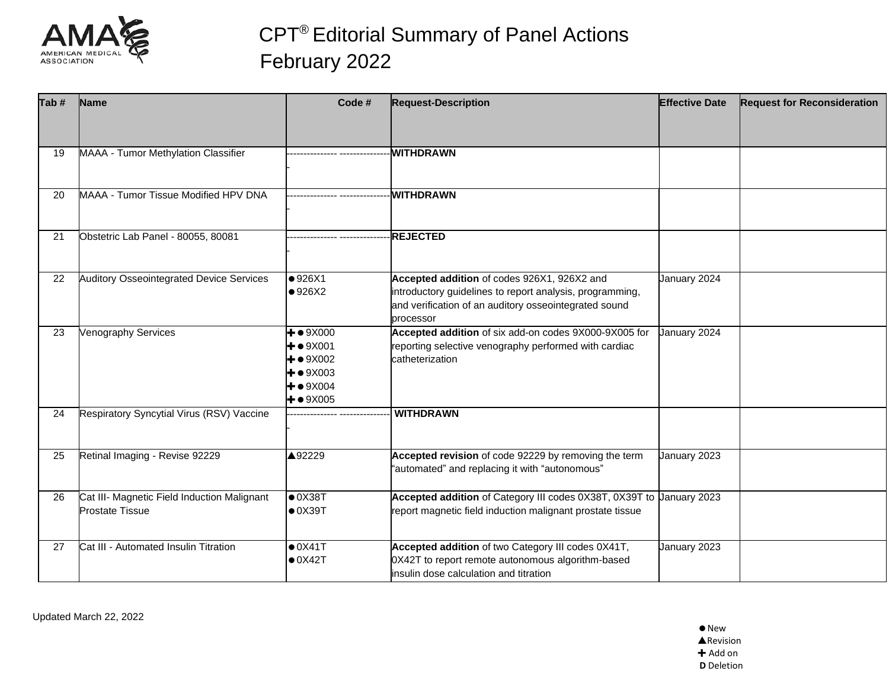# CPT® Editorial Summary of Panel Actions February 2022

| Tab # | Name | Code # | Request-Description | Effective Date | Request for Reconsideration |
|---|---|---|---|---|---|
| 19 | MAAA - Tumor Methylation Classifier | --------------- ---------------- | **WITHDRAWN** | | |
| 20 | MAAA - Tumor Tissue Modified HPV DNA | --------------- ---------------- | **WITHDRAWN** | | |
| 21 | Obstetric Lab Panel - 80055, 80081 | --------------- ---------------- | **REJECTED** | | |
| 22 | Auditory Osseointegrated Device Services | ●926X1<br>●926X2 | **Accepted addition** of codes 926X1, 926X2 and introductory guidelines to report analysis, programming, and verification of an auditory osseointegrated sound processor | January 2024 | |
| 23 | Venography Services | ✚●9X000<br>✚●9X001<br>✚●9X002<br>✚●9X003<br>✚●9X004<br>✚●9X005 | **Accepted addition** of six add-on codes 9X000-9X005 for reporting selective venography performed with cardiac catheterization | January 2024 | |
| 24 | Respiratory Syncytial Virus (RSV) Vaccine | --------------- ---------------- | **WITHDRAWN** | | |
| 25 | Retinal Imaging - Revise 92229 | ▲92229 | **Accepted revision** of code 92229 by removing the term "automated" and replacing it with "autonomous" | January 2023 | |
| 26 | Cat III- Magnetic Field Induction Malignant Prostate Tissue | ●0X38T<br>●0X39T | **Accepted addition** of Category III codes 0X38T, 0X39T to report magnetic field induction malignant prostate tissue | January 2023 | |
| 27 | Cat III - Automated Insulin Titration | ●0X41T<br>●0X42T | **Accepted addition** of two Category III codes 0X41T, 0X42T to report remote autonomous algorithm-based insulin dose calculation and titration | January 2023 | |

Updated March 22, 2022

● New
▲Revision
✚ Add on
**D** Deletion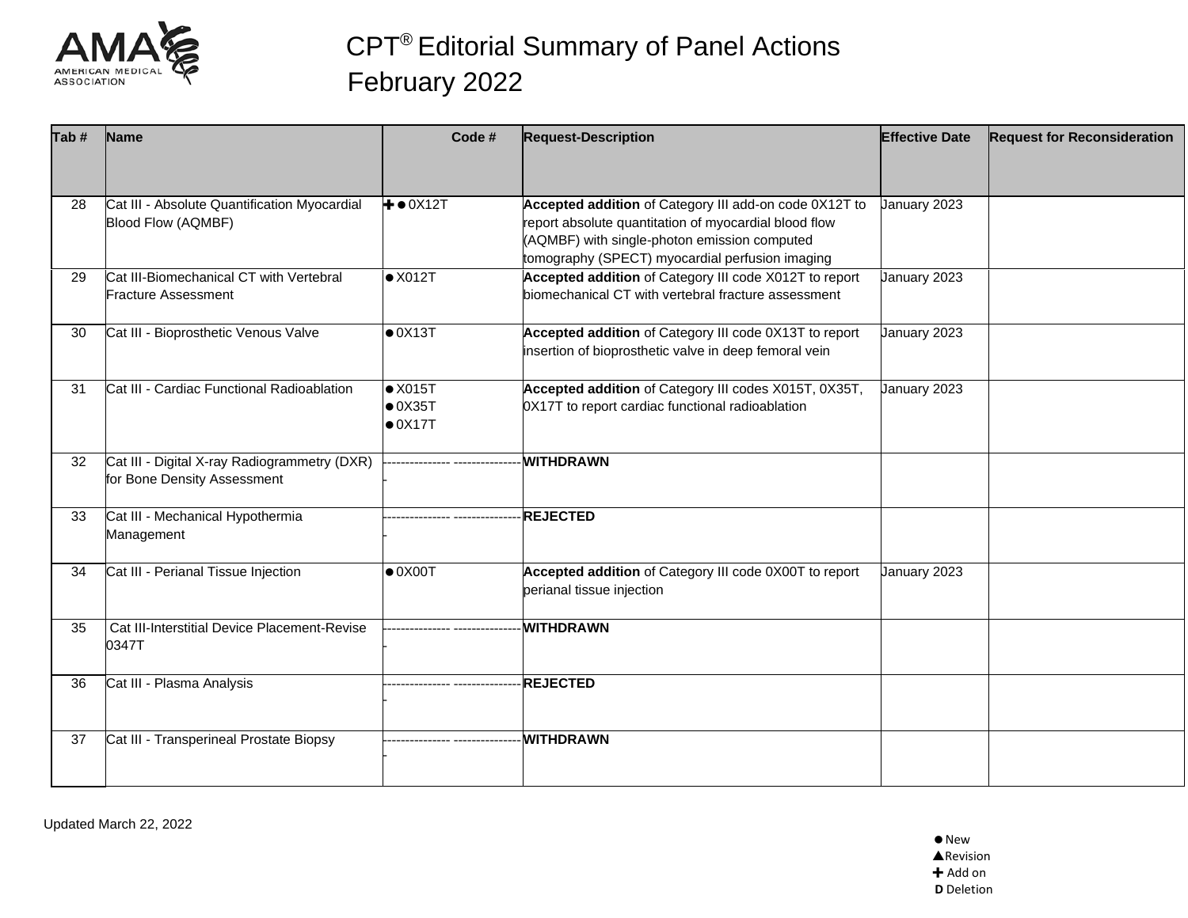# CPT® Editorial Summary of Panel Actions
## February 2022

| Tab # | Name | Code # | Request-Description | Effective Date | Request for Reconsideration |
|---|---|---|---|---|---|
| 28 | Cat III - Absolute Quantification Myocardial Blood Flow (AQMBF) | ✚● 0X12T | **Accepted addition** of Category III add-on code 0X12T to report absolute quantitation of myocardial blood flow (AQMBF) with single-photon emission computed tomography (SPECT) myocardial perfusion imaging | January 2023 | |
| 29 | Cat III-Biomechanical CT with Vertebral Fracture Assessment | ● X012T | **Accepted addition** of Category III code X012T to report biomechanical CT with vertebral fracture assessment | January 2023 | |
| 30 | Cat III - Bioprosthetic Venous Valve | ● 0X13T | **Accepted addition** of Category III code 0X13T to report insertion of bioprosthetic valve in deep femoral vein | January 2023 | |
| 31 | Cat III - Cardiac Functional Radioablation | ● X015T<br>● 0X35T<br>● 0X17T | **Accepted addition** of Category III codes X015T, 0X35T, 0X17T to report cardiac functional radioablation | January 2023 | |
| 32 | Cat III - Digital X-ray Radiogrammetry (DXR) for Bone Density Assessment | -------------------------------- | **WITHDRAWN** | | |
| 33 | Cat III - Mechanical Hypothermia Management | -------------------------------- | **REJECTED** | | |
| 34 | Cat III - Perianal Tissue Injection | ● 0X00T | **Accepted addition** of Category III code 0X00T to report perianal tissue injection | January 2023 | |
| 35 | Cat III-Interstitial Device Placement-Revise 0347T | -------------------------------- | **WITHDRAWN** | | |
| 36 | Cat III - Plasma Analysis | -------------------------------- | **REJECTED** | | |
| 37 | Cat III - Transperineal Prostate Biopsy | -------------------------------- | **WITHDRAWN** | | |

Updated March 22, 2022

● New
▲ Revision
✚ Add on
**D** Deletion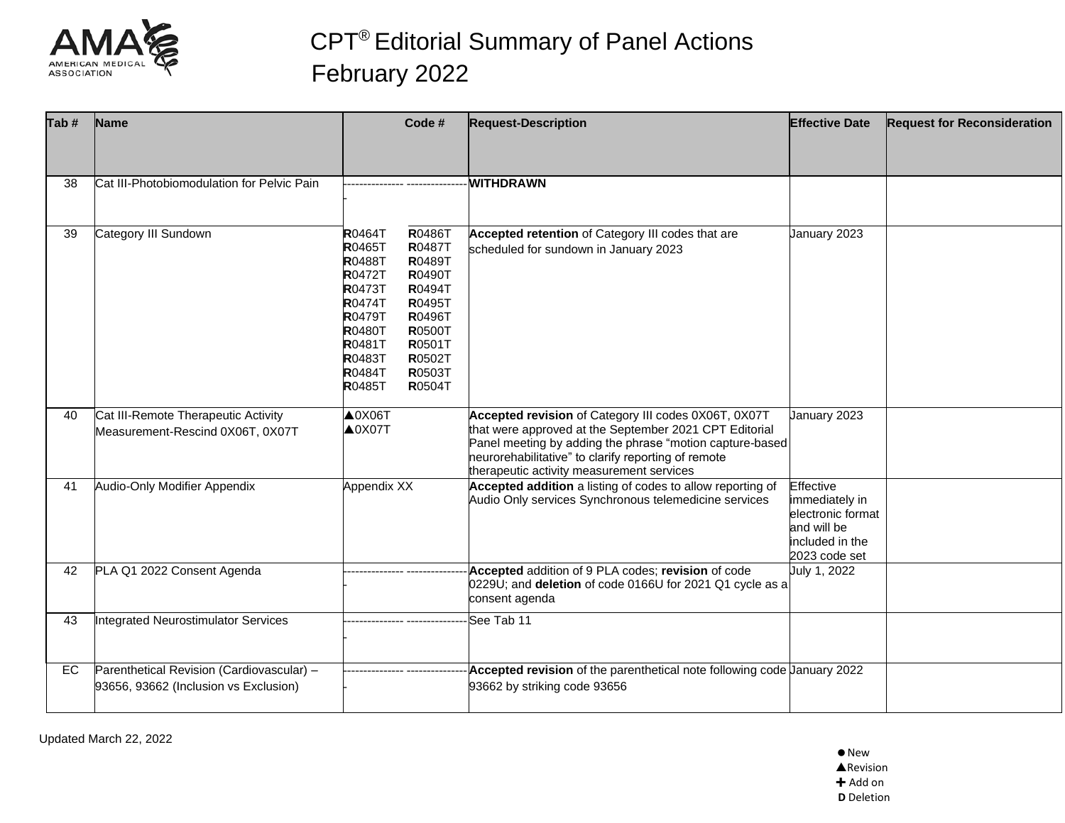# CPT® Editorial Summary of Panel Actions February 2022

| Tab # | Name | Code # | Request-Description | Effective Date | Request for Reconsideration |
|---|---|---|---|---|---|
| 38 | Cat III-Photobiomodulation for Pelvic Pain | ---------------- ---------------- | **WITHDRAWN** | | |
| 39 | Category III Sundown | **R**0464T **R**0465T **R**0488T **R**0472T **R**0473T **R**0474T **R**0479T **R**0480T **R**0481T **R**0483T **R**0484T **R**0485T **R**0486T **R**0487T **R**0489T **R**0490T **R**0494T **R**0495T **R**0496T **R**0500T **R**0501T **R**0502T **R**0503T **R**0504T | **Accepted retention** of Category III codes that are scheduled for sundown in January 2023 | January 2023 | |
| 40 | Cat III-Remote Therapeutic Activity Measurement-Rescind 0X06T, 0X07T | ▲0X06T ▲0X07T | **Accepted revision** of Category III codes 0X06T, 0X07T that were approved at the September 2021 CPT Editorial Panel meeting by adding the phrase "motion capture-based neurorehabilitative" to clarify reporting of remote therapeutic activity measurement services | January 2023 | |
| 41 | Audio-Only Modifier Appendix | Appendix XX | **Accepted addition** a listing of codes to allow reporting of Audio Only services Synchronous telemedicine services | Effective immediately in electronic format and will be included in the 2023 code set | |
| 42 | PLA Q1 2022 Consent Agenda | ---------------- ---------------- | **Accepted** addition of 9 PLA codes; **revision** of code 0229U; and **deletion** of code 0166U for 2021 Q1 cycle as a consent agenda | July 1, 2022 | |
| 43 | Integrated Neurostimulator Services | ---------------- ---------------- | See Tab 11 | | |
| EC | Parenthetical Revision (Cardiovascular) – 93656, 93662 (Inclusion vs Exclusion) | ---------------- ---------------- | **Accepted revision** of the parenthetical note following code 93662 by striking code 93656 | January 2022 | |

Updated March 22, 2022

● New
▲Revision
✚ Add on
**D** Deletion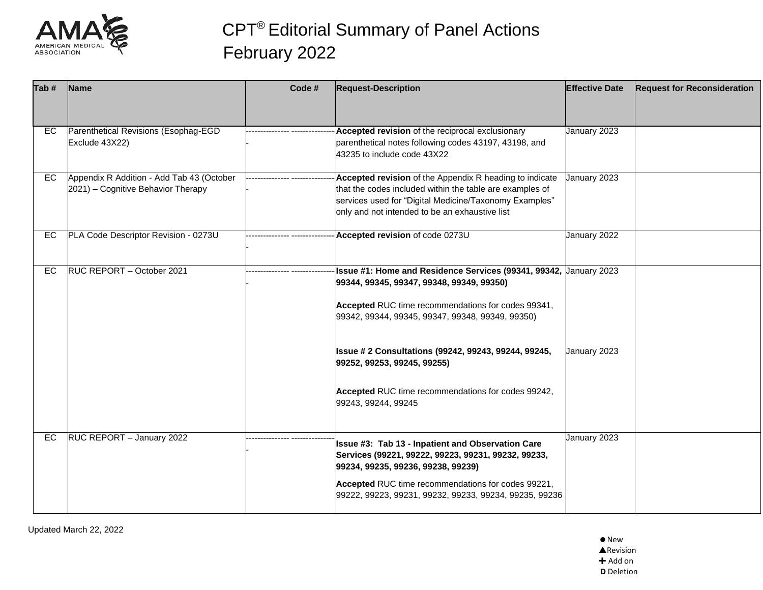# CPT® Editorial Summary of Panel Actions February 2022

| Tab # | Name | Code # | Request-Description | Effective Date | Request for Reconsideration |
|---|---|---|---|---|---|
| EC | Parenthetical Revisions (Esophag-EGD Exclude 43X22) | ---------------- ---------------- | **Accepted revision** of the reciprocal exclusionary parenthetical notes following codes 43197, 43198, and 43235 to include code 43X22 | January 2023 | |
| EC | Appendix R Addition - Add Tab 43 (October 2021) – Cognitive Behavior Therapy | ---------------- ---------------- | **Accepted revision** of the Appendix R heading to indicate that the codes included within the table are examples of services used for "Digital Medicine/Taxonomy Examples" only and not intended to be an exhaustive list | January 2023 | |
| EC | PLA Code Descriptor Revision - 0273U | ---------------- ---------------- | **Accepted revision** of code 0273U | January 2022 | |
| EC | RUC REPORT – October 2021 | ---------------- ---------------- | **Issue #1: Home and Residence Services (99341, 99342, 99344, 99345, 99347, 99348, 99349, 99350)**<br><br>**Accepted** RUC time recommendations for codes 99341, 99342, 99344, 99345, 99347, 99348, 99349, 99350)<br><br>**Issue # 2 Consultations (99242, 99243, 99244, 99245, 99252, 99253, 99245, 99255)**<br><br>**Accepted** RUC time recommendations for codes 99242, 99243, 99244, 99245 | January 2023<br><br><br><br>January 2023 | |
| EC | RUC REPORT – January 2022 | ---------------- ---------------- | **Issue #3: Tab 13 - Inpatient and Observation Care Services (99221, 99222, 99223, 99231, 99232, 99233, 99234, 99235, 99236, 99238, 99239)**<br><br>**Accepted** RUC time recommendations for codes 99221, 99222, 99223, 99231, 99232, 99233, 99234, 99235, 99236 | January 2023 | |

Updated March 22, 2022

● New
▲Revision
✚ Add on
**D** Deletion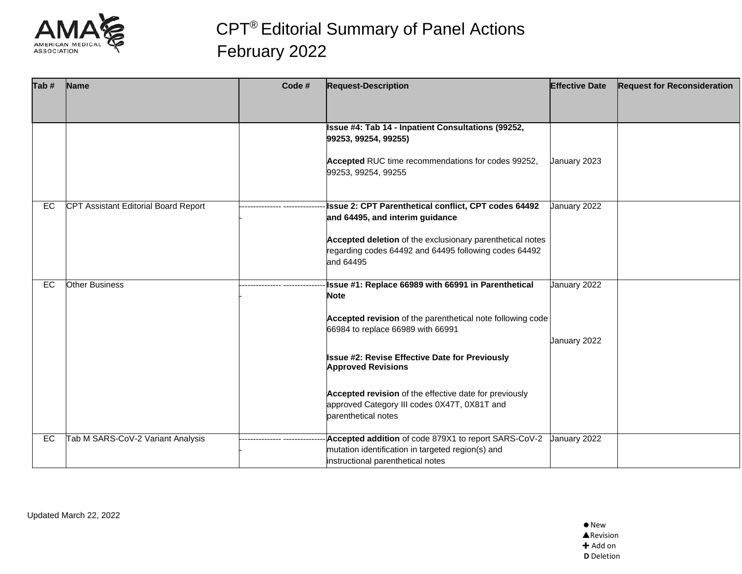# CPT® Editorial Summary of Panel Actions
# February 2022

| Tab # | Name | Code # | Request-Description | Effective Date | Request for Reconsideration |
|---|---|---|---|---|---|
| | | | **Issue #4: Tab 14 - Inpatient Consultations (99252, 99253, 99254, 99255)**<br><br>**Accepted** RUC time recommendations for codes 99252, 99253, 99254, 99255 | January 2023 | |
| EC | CPT Assistant Editorial Board Report | ---------------- ----------------- | **Issue 2: CPT Parenthetical conflict, CPT codes 64492 and 64495, and interim guidance**<br><br>**Accepted deletion** of the exclusionary parenthetical notes regarding codes 64492 and 64495 following codes 64492 and 64495 | January 2022 | |
| EC | Other Business | ---------------- ----------------- | **Issue #1: Replace 66989 with 66991 in Parenthetical Note**<br><br>**Accepted revision** of the parenthetical note following code 66984 to replace 66989 with 66991<br><br>**Issue #2: Revise Effective Date for Previously Approved Revisions**<br><br>**Accepted revision** of the effective date for previously approved Category III codes 0X47T, 0X81T and parenthetical notes | January 2022<br><br>January 2022 | |
| EC | Tab M SARS-CoV-2 Variant Analysis | ---------------- ----------------- | **Accepted addition** of code 879X1 to report SARS-CoV-2 mutation identification in targeted region(s) and instructional parenthetical notes | January 2022 | |

Updated March 22, 2022

● New
▲ Revision
✚ Add on
**D** Deletion